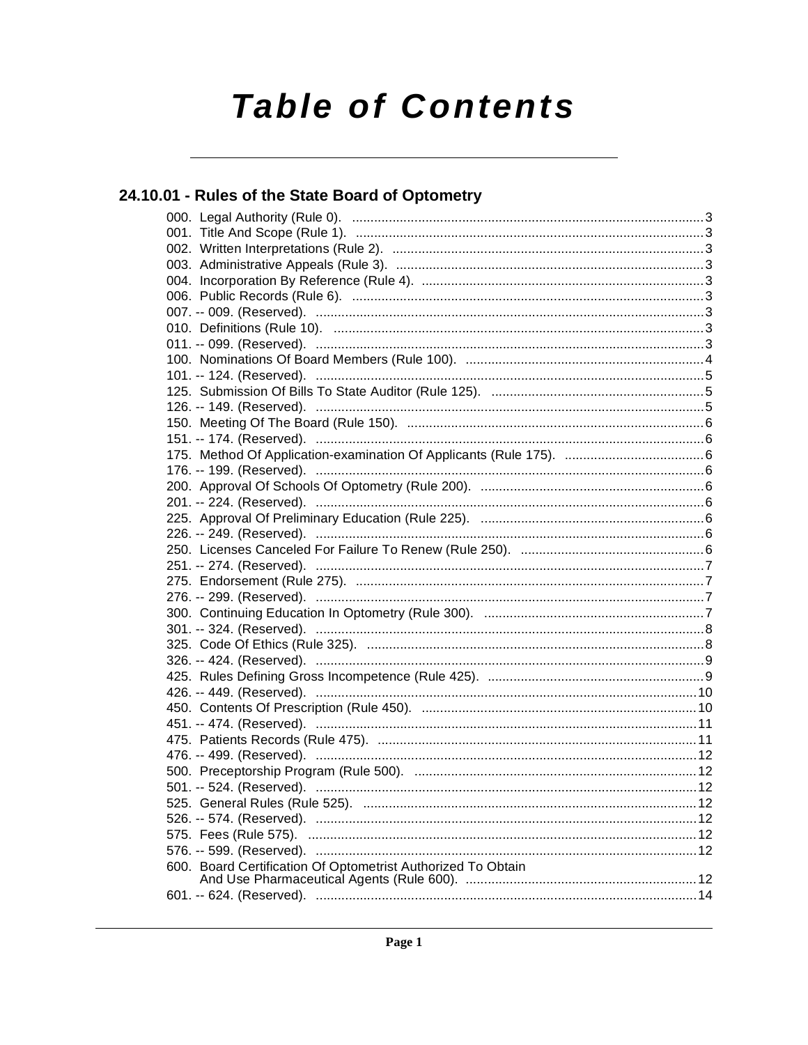# Table of Contents

## 24.10.01 - Rules of the State Board of Optometry

000. Legal Authority (Rule 0). ....... 3
001. Title And Scope (Rule 1). ....... 3
002. Written Interpretations (Rule 2). ....... 3
003. Administrative Appeals (Rule 3). ....... 3
004. Incorporation By Reference (Rule 4). ....... 3
006. Public Records (Rule 6). ....... 3
007. -- 009. (Reserved). ....... 3
010. Definitions (Rule 10). ....... 3
011. -- 099. (Reserved). ....... 3
100. Nominations Of Board Members (Rule 100). ....... 4
101. -- 124. (Reserved). ....... 5
125. Submission Of Bills To State Auditor (Rule 125). ....... 5
126. -- 149. (Reserved). ....... 5
150. Meeting Of The Board (Rule 150). ....... 6
151. -- 174. (Reserved). ....... 6
175. Method Of Application-examination Of Applicants (Rule 175). ....... 6
176. -- 199. (Reserved). ....... 6
200. Approval Of Schools Of Optometry (Rule 200). ....... 6
201. -- 224. (Reserved). ....... 6
225. Approval Of Preliminary Education (Rule 225). ....... 6
226. -- 249. (Reserved). ....... 6
250. Licenses Canceled For Failure To Renew (Rule 250). ....... 6
251. -- 274. (Reserved). ....... 7
275. Endorsement (Rule 275). ....... 7
276. -- 299. (Reserved). ....... 7
300. Continuing Education In Optometry (Rule 300). ....... 7
301. -- 324. (Reserved). ....... 8
325. Code Of Ethics (Rule 325). ....... 8
326. -- 424. (Reserved). ....... 9
425. Rules Defining Gross Incompetence (Rule 425). ....... 9
426. -- 449. (Reserved). ....... 10
450. Contents Of Prescription (Rule 450). ....... 10
451. -- 474. (Reserved). ....... 11
475. Patients Records (Rule 475). ....... 11
476. -- 499. (Reserved). ....... 12
500. Preceptorship Program (Rule 500). ....... 12
501. -- 524. (Reserved). ....... 12
525. General Rules (Rule 525). ....... 12
526. -- 574. (Reserved). ....... 12
575. Fees (Rule 575). ....... 12
576. -- 599. (Reserved). ....... 12
600. Board Certification Of Optometrist Authorized To Obtain And Use Pharmaceutical Agents (Rule 600). ....... 12
601. -- 624. (Reserved). ....... 14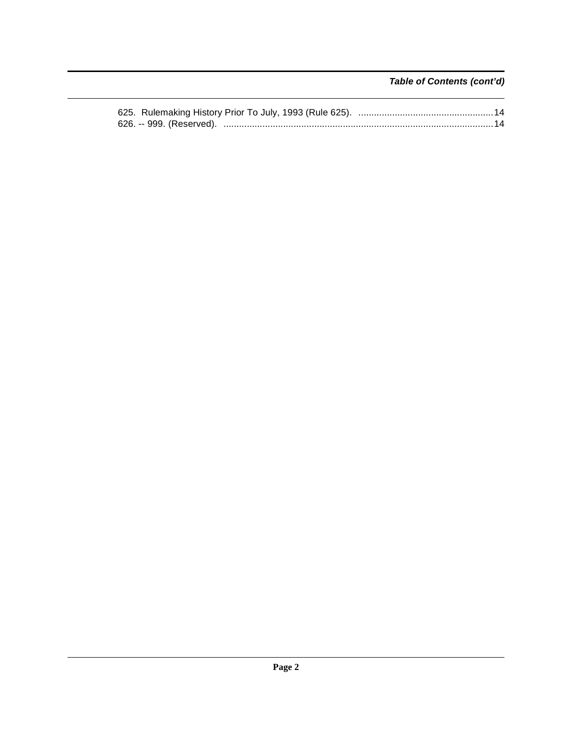***Table of Contents (cont'd)***

625. Rulemaking History Prior To July, 1993 (Rule 625). .................................................... 14
626. -- 999. (Reserved). ....................................................................................................... 14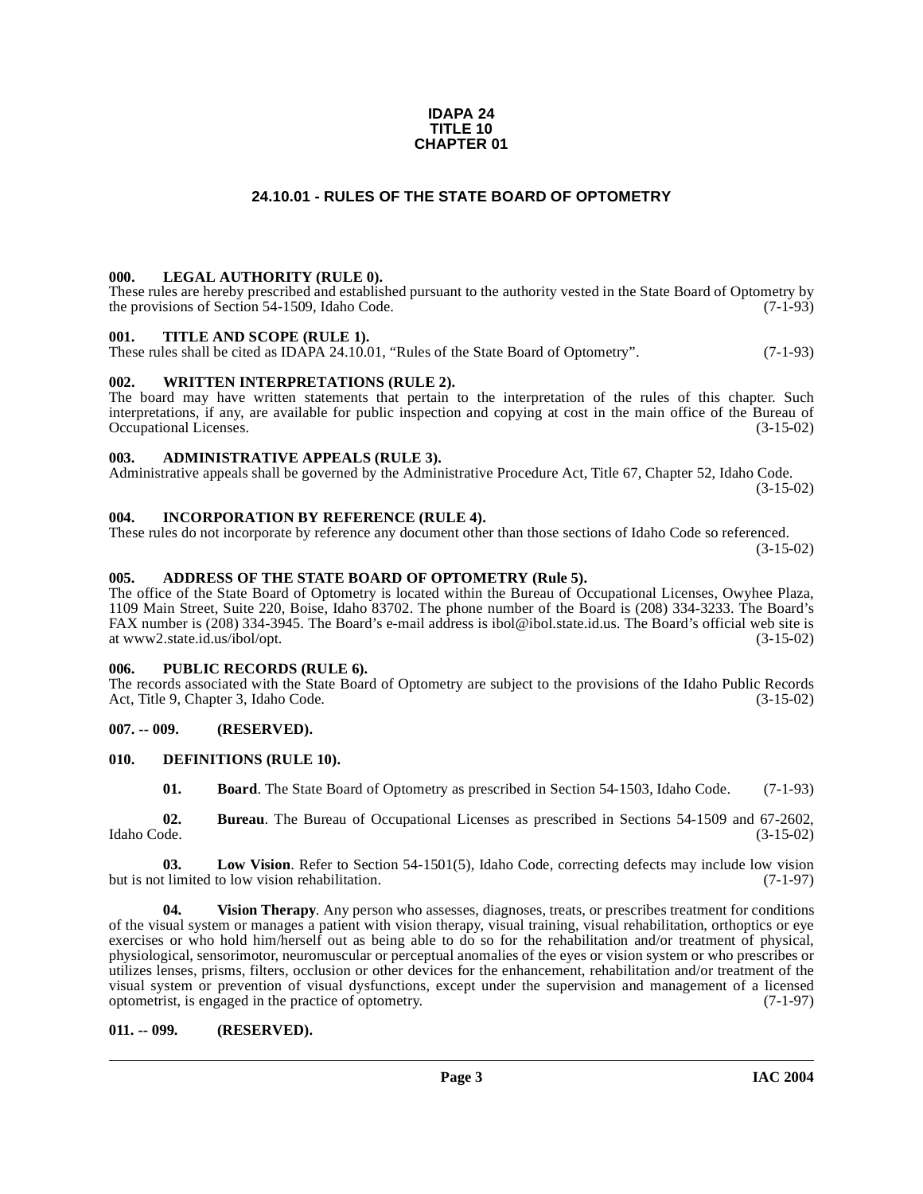**IDAPA 24**
**TITLE 10**
**CHAPTER 01**

# 24.10.01 - RULES OF THE STATE BOARD OF OPTOMETRY

### 000. LEGAL AUTHORITY (RULE 0).

These rules are hereby prescribed and established pursuant to the authority vested in the State Board of Optometry by the provisions of Section 54-1509, Idaho Code. (7-1-93)

### 001. TITLE AND SCOPE (RULE 1).

These rules shall be cited as IDAPA 24.10.01, "Rules of the State Board of Optometry". (7-1-93)

### 002. WRITTEN INTERPRETATIONS (RULE 2).

The board may have written statements that pertain to the interpretation of the rules of this chapter. Such interpretations, if any, are available for public inspection and copying at cost in the main office of the Bureau of Occupational Licenses. (3-15-02)

### 003. ADMINISTRATIVE APPEALS (RULE 3).

Administrative appeals shall be governed by the Administrative Procedure Act, Title 67, Chapter 52, Idaho Code. (3-15-02)

### 004. INCORPORATION BY REFERENCE (RULE 4).

These rules do not incorporate by reference any document other than those sections of Idaho Code so referenced. (3-15-02)

### 005. ADDRESS OF THE STATE BOARD OF OPTOMETRY (Rule 5).

The office of the State Board of Optometry is located within the Bureau of Occupational Licenses, Owyhee Plaza, 1109 Main Street, Suite 220, Boise, Idaho 83702. The phone number of the Board is (208) 334-3233. The Board's FAX number is (208) 334-3945. The Board's e-mail address is ibol@ibol.state.id.us. The Board's official web site is at www2.state.id.us/ibol/opt. (3-15-02)

### 006. PUBLIC RECORDS (RULE 6).

The records associated with the State Board of Optometry are subject to the provisions of the Idaho Public Records Act, Title 9, Chapter 3, Idaho Code. (3-15-02)

### 007. -- 009. (RESERVED).

### 010. DEFINITIONS (RULE 10).

**01. Board**. The State Board of Optometry as prescribed in Section 54-1503, Idaho Code. (7-1-93)

**02. Bureau**. The Bureau of Occupational Licenses as prescribed in Sections 54-1509 and 67-2602, Idaho Code. (3-15-02)

**03. Low Vision**. Refer to Section 54-1501(5), Idaho Code, correcting defects may include low vision but is not limited to low vision rehabilitation. (7-1-97)

**04. Vision Therapy**. Any person who assesses, diagnoses, treats, or prescribes treatment for conditions of the visual system or manages a patient with vision therapy, visual training, visual rehabilitation, orthoptics or eye exercises or who hold him/herself out as being able to do so for the rehabilitation and/or treatment of physical, physiological, sensorimotor, neuromuscular or perceptual anomalies of the eyes or vision system or who prescribes or utilizes lenses, prisms, filters, occlusion or other devices for the enhancement, rehabilitation and/or treatment of the visual system or prevention of visual dysfunctions, except under the supervision and management of a licensed optometrist, is engaged in the practice of optometry. (7-1-97)

### 011. -- 099. (RESERVED).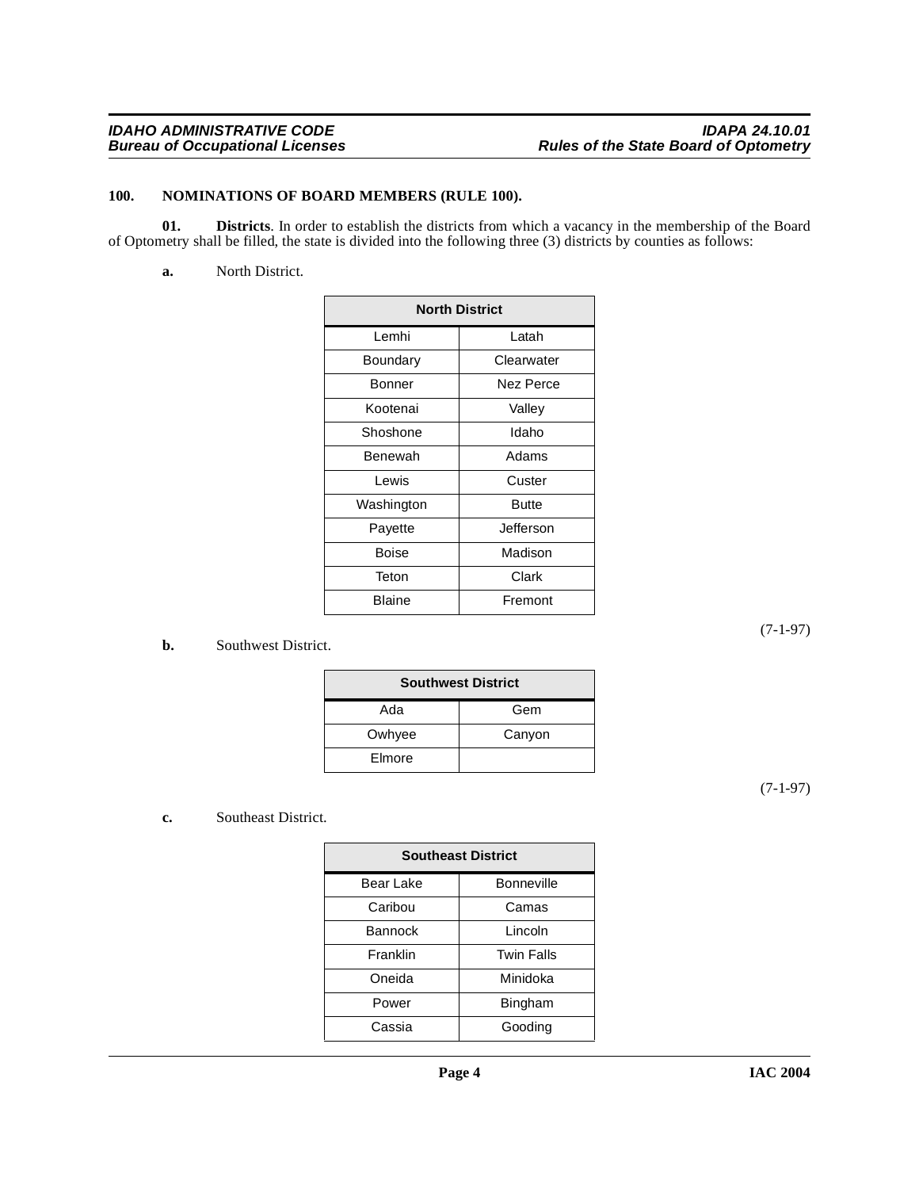### 100. NOMINATIONS OF BOARD MEMBERS (RULE 100).

**01. Districts**. In order to establish the districts from which a vacancy in the membership of the Board of Optometry shall be filled, the state is divided into the following three (3) districts by counties as follows:

**a.** North District.

| North District | |
|---|---|
| Lemhi | Latah |
| Boundary | Clearwater |
| Bonner | Nez Perce |
| Kootenai | Valley |
| Shoshone | Idaho |
| Benewah | Adams |
| Lewis | Custer |
| Washington | Butte |
| Payette | Jefferson |
| Boise | Madison |
| Teton | Clark |
| Blaine | Fremont |

(7-1-97)

**b.** Southwest District.

| Southwest District | |
|---|---|
| Ada | Gem |
| Owhyee | Canyon |
| Elmore | |

(7-1-97)

**c.** Southeast District.

| Southeast District | |
|---|---|
| Bear Lake | Bonneville |
| Caribou | Camas |
| Bannock | Lincoln |
| Franklin | Twin Falls |
| Oneida | Minidoka |
| Power | Bingham |
| Cassia | Gooding |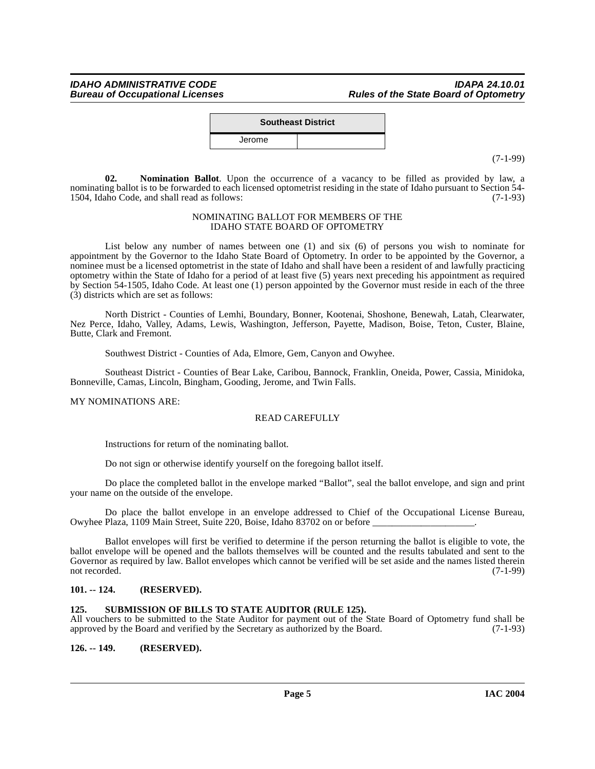| Southeast District | |
|---|---|
| Jerome | |

(7-1-99)

**02. Nomination Ballot**. Upon the occurrence of a vacancy to be filled as provided by law, a nominating ballot is to be forwarded to each licensed optometrist residing in the state of Idaho pursuant to Section 54-1504, Idaho Code, and shall read as follows: (7-1-93)

NOMINATING BALLOT FOR MEMBERS OF THE IDAHO STATE BOARD OF OPTOMETRY

List below any number of names between one (1) and six (6) of persons you wish to nominate for appointment by the Governor to the Idaho State Board of Optometry. In order to be appointed by the Governor, a nominee must be a licensed optometrist in the state of Idaho and shall have been a resident of and lawfully practicing optometry within the State of Idaho for a period of at least five (5) years next preceding his appointment as required by Section 54-1505, Idaho Code. At least one (1) person appointed by the Governor must reside in each of the three (3) districts which are set as follows:

North District - Counties of Lemhi, Boundary, Bonner, Kootenai, Shoshone, Benewah, Latah, Clearwater, Nez Perce, Idaho, Valley, Adams, Lewis, Washington, Jefferson, Payette, Madison, Boise, Teton, Custer, Blaine, Butte, Clark and Fremont.

Southwest District - Counties of Ada, Elmore, Gem, Canyon and Owyhee.

Southeast District - Counties of Bear Lake, Caribou, Bannock, Franklin, Oneida, Power, Cassia, Minidoka, Bonneville, Camas, Lincoln, Bingham, Gooding, Jerome, and Twin Falls.

MY NOMINATIONS ARE:

READ CAREFULLY

Instructions for return of the nominating ballot.

Do not sign or otherwise identify yourself on the foregoing ballot itself.

Do place the completed ballot in the envelope marked "Ballot", seal the ballot envelope, and sign and print your name on the outside of the envelope.

Do place the ballot envelope in an envelope addressed to Chief of the Occupational License Bureau, Owyhee Plaza, 1109 Main Street, Suite 220, Boise, Idaho 83702 on or before ____________________.

Ballot envelopes will first be verified to determine if the person returning the ballot is eligible to vote, the ballot envelope will be opened and the ballots themselves will be counted and the results tabulated and sent to the Governor as required by law. Ballot envelopes which cannot be verified will be set aside and the names listed therein not recorded. (7-1-99)

**101. -- 124. (RESERVED).**

**125. SUBMISSION OF BILLS TO STATE AUDITOR (RULE 125).**

All vouchers to be submitted to the State Auditor for payment out of the State Board of Optometry fund shall be approved by the Board and verified by the Secretary as authorized by the Board. (7-1-93)

**126. -- 149. (RESERVED).**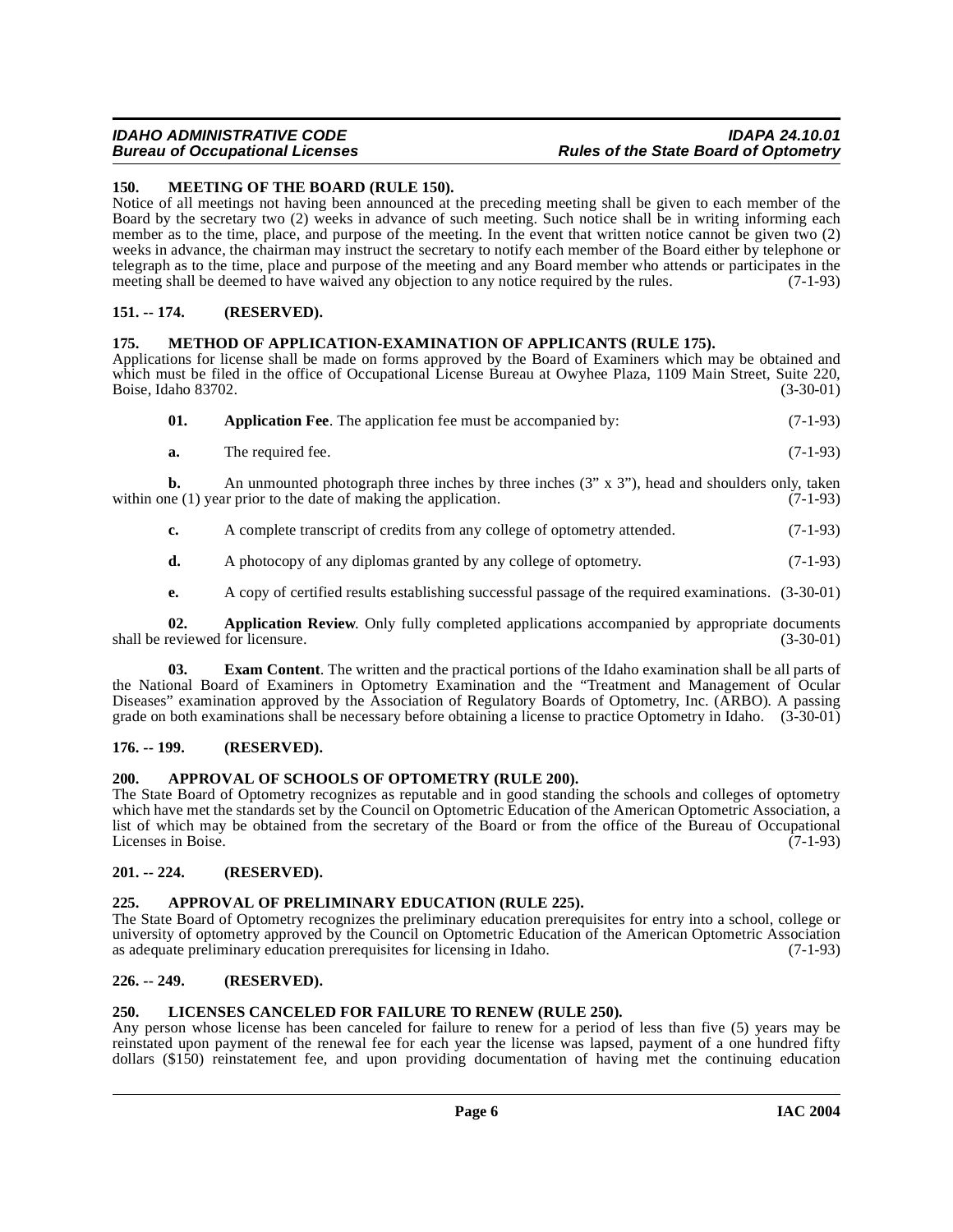### 150. MEETING OF THE BOARD (RULE 150).

Notice of all meetings not having been announced at the preceding meeting shall be given to each member of the Board by the secretary two (2) weeks in advance of such meeting. Such notice shall be in writing informing each member as to the time, place, and purpose of the meeting. In the event that written notice cannot be given two (2) weeks in advance, the chairman may instruct the secretary to notify each member of the Board either by telephone or telegraph as to the time, place and purpose of the meeting and any Board member who attends or participates in the meeting shall be deemed to have waived any objection to any notice required by the rules. (7-1-93)

### 151. -- 174. (RESERVED).

### 175. METHOD OF APPLICATION-EXAMINATION OF APPLICANTS (RULE 175).

Applications for license shall be made on forms approved by the Board of Examiners which may be obtained and which must be filed in the office of Occupational License Bureau at Owyhee Plaza, 1109 Main Street, Suite 220, Boise, Idaho 83702. (3-30-01)

**01. Application Fee**. The application fee must be accompanied by: (7-1-93)

**a.** The required fee. (7-1-93)

**b.** An unmounted photograph three inches by three inches (3" x 3"), head and shoulders only, taken within one (1) year prior to the date of making the application. (7-1-93)

**c.** A complete transcript of credits from any college of optometry attended. (7-1-93)

**d.** A photocopy of any diplomas granted by any college of optometry. (7-1-93)

**e.** A copy of certified results establishing successful passage of the required examinations. (3-30-01)

**02. Application Review**. Only fully completed applications accompanied by appropriate documents shall be reviewed for licensure. (3-30-01)

**03. Exam Content**. The written and the practical portions of the Idaho examination shall be all parts of the National Board of Examiners in Optometry Examination and the "Treatment and Management of Ocular Diseases" examination approved by the Association of Regulatory Boards of Optometry, Inc. (ARBO). A passing grade on both examinations shall be necessary before obtaining a license to practice Optometry in Idaho. (3-30-01)

### 176. -- 199. (RESERVED).

### 200. APPROVAL OF SCHOOLS OF OPTOMETRY (RULE 200).

The State Board of Optometry recognizes as reputable and in good standing the schools and colleges of optometry which have met the standards set by the Council on Optometric Education of the American Optometric Association, a list of which may be obtained from the secretary of the Board or from the office of the Bureau of Occupational Licenses in Boise. (7-1-93)

### 201. -- 224. (RESERVED).

### 225. APPROVAL OF PRELIMINARY EDUCATION (RULE 225).

The State Board of Optometry recognizes the preliminary education prerequisites for entry into a school, college or university of optometry approved by the Council on Optometric Education of the American Optometric Association as adequate preliminary education prerequisites for licensing in Idaho. (7-1-93)

### 226. -- 249. (RESERVED).

### 250. LICENSES CANCELED FOR FAILURE TO RENEW (RULE 250).

Any person whose license has been canceled for failure to renew for a period of less than five (5) years may be reinstated upon payment of the renewal fee for each year the license was lapsed, payment of a one hundred fifty dollars ($150) reinstatement fee, and upon providing documentation of having met the continuing education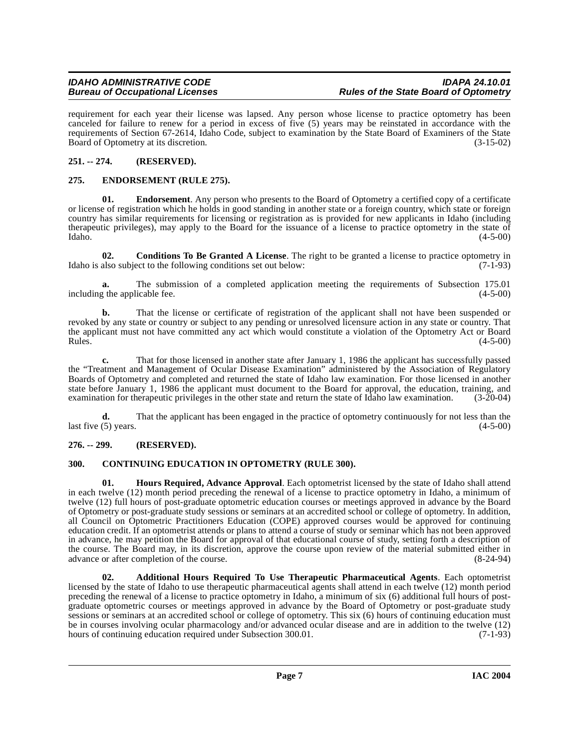requirement for each year their license was lapsed. Any person whose license to practice optometry has been canceled for failure to renew for a period in excess of five (5) years may be reinstated in accordance with the requirements of Section 67-2614, Idaho Code, subject to examination by the State Board of Examiners of the State Board of Optometry at its discretion. (3-15-02)

## 251. -- 274. (RESERVED).

## 275. ENDORSEMENT (RULE 275).

**01. Endorsement**. Any person who presents to the Board of Optometry a certified copy of a certificate or license of registration which he holds in good standing in another state or a foreign country, which state or foreign country has similar requirements for licensing or registration as is provided for new applicants in Idaho (including therapeutic privileges), may apply to the Board for the issuance of a license to practice optometry in the state of Idaho. (4-5-00)

**02. Conditions To Be Granted A License**. The right to be granted a license to practice optometry in Idaho is also subject to the following conditions set out below: (7-1-93)

**a.** The submission of a completed application meeting the requirements of Subsection 175.01 including the applicable fee. (4-5-00)

**b.** That the license or certificate of registration of the applicant shall not have been suspended or revoked by any state or country or subject to any pending or unresolved licensure action in any state or country. That the applicant must not have committed any act which would constitute a violation of the Optometry Act or Board Rules. (4-5-00)

**c.** That for those licensed in another state after January 1, 1986 the applicant has successfully passed the "Treatment and Management of Ocular Disease Examination" administered by the Association of Regulatory Boards of Optometry and completed and returned the state of Idaho law examination. For those licensed in another state before January 1, 1986 the applicant must document to the Board for approval, the education, training, and examination for therapeutic privileges in the other state and return the state of Idaho law examination. (3-20-04)

**d.** That the applicant has been engaged in the practice of optometry continuously for not less than the last five (5) years. (4-5-00)

## 276. -- 299. (RESERVED).

## 300. CONTINUING EDUCATION IN OPTOMETRY (RULE 300).

**01. Hours Required, Advance Approval**. Each optometrist licensed by the state of Idaho shall attend in each twelve (12) month period preceding the renewal of a license to practice optometry in Idaho, a minimum of twelve (12) full hours of post-graduate optometric education courses or meetings approved in advance by the Board of Optometry or post-graduate study sessions or seminars at an accredited school or college of optometry. In addition, all Council on Optometric Practitioners Education (COPE) approved courses would be approved for continuing education credit. If an optometrist attends or plans to attend a course of study or seminar which has not been approved in advance, he may petition the Board for approval of that educational course of study, setting forth a description of the course. The Board may, in its discretion, approve the course upon review of the material submitted either in advance or after completion of the course. (8-24-94)

**02. Additional Hours Required To Use Therapeutic Pharmaceutical Agents**. Each optometrist licensed by the state of Idaho to use therapeutic pharmaceutical agents shall attend in each twelve (12) month period preceding the renewal of a license to practice optometry in Idaho, a minimum of six (6) additional full hours of post-graduate optometric courses or meetings approved in advance by the Board of Optometry or post-graduate study sessions or seminars at an accredited school or college of optometry. This six (6) hours of continuing education must be in courses involving ocular pharmacology and/or advanced ocular disease and are in addition to the twelve (12) hours of continuing education required under Subsection 300.01. (7-1-93)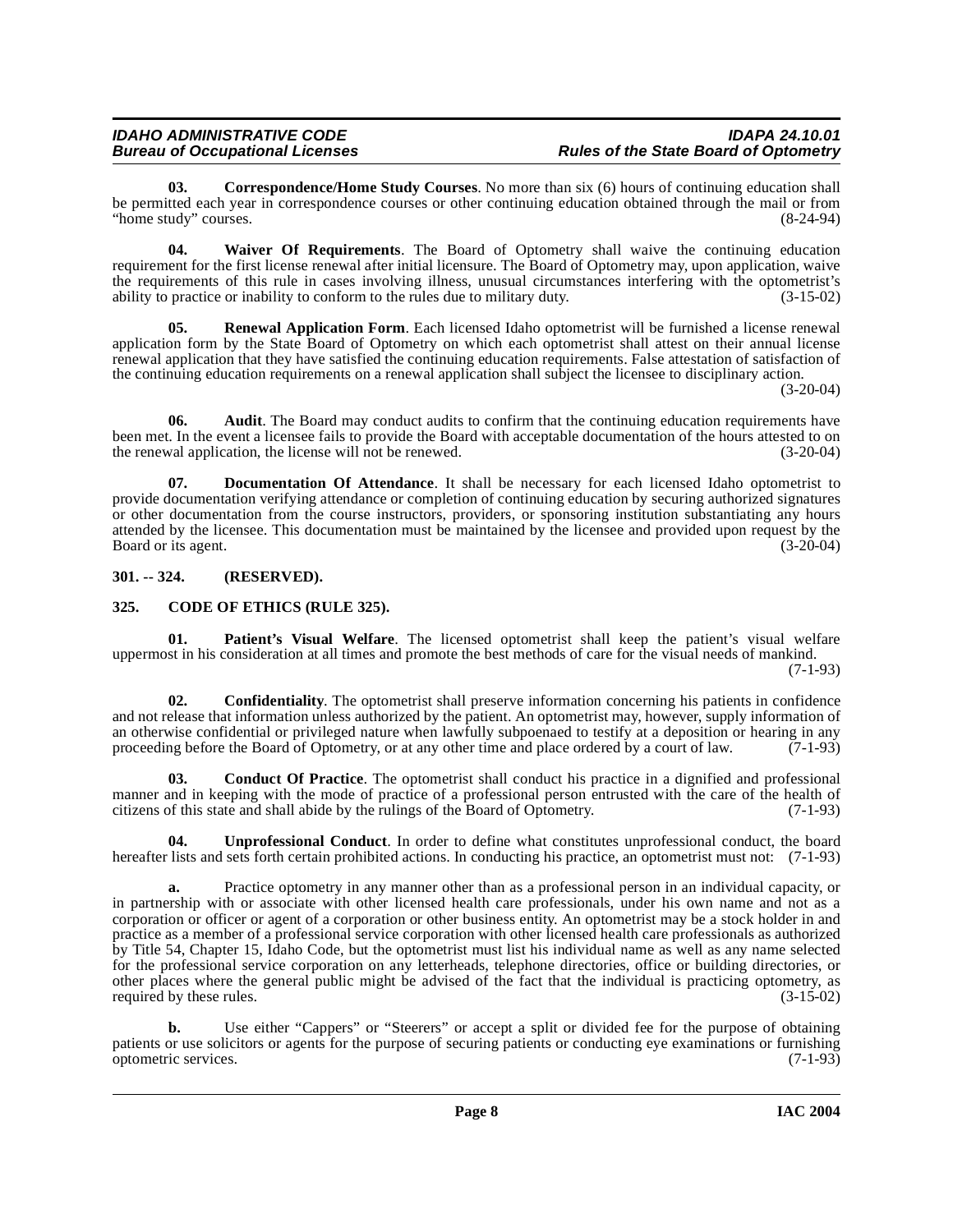**03. Correspondence/Home Study Courses**. No more than six (6) hours of continuing education shall be permitted each year in correspondence courses or other continuing education obtained through the mail or from "home study" courses. (8-24-94)

**04. Waiver Of Requirements**. The Board of Optometry shall waive the continuing education requirement for the first license renewal after initial licensure. The Board of Optometry may, upon application, waive the requirements of this rule in cases involving illness, unusual circumstances interfering with the optometrist's ability to practice or inability to conform to the rules due to military duty. (3-15-02)

**05. Renewal Application Form**. Each licensed Idaho optometrist will be furnished a license renewal application form by the State Board of Optometry on which each optometrist shall attest on their annual license renewal application that they have satisfied the continuing education requirements. False attestation of satisfaction of the continuing education requirements on a renewal application shall subject the licensee to disciplinary action. (3-20-04)

**06. Audit**. The Board may conduct audits to confirm that the continuing education requirements have been met. In the event a licensee fails to provide the Board with acceptable documentation of the hours attested to on the renewal application, the license will not be renewed. (3-20-04)

**07. Documentation Of Attendance**. It shall be necessary for each licensed Idaho optometrist to provide documentation verifying attendance or completion of continuing education by securing authorized signatures or other documentation from the course instructors, providers, or sponsoring institution substantiating any hours attended by the licensee. This documentation must be maintained by the licensee and provided upon request by the Board or its agent. (3-20-04)

## 301. -- 324. (RESERVED).

## 325. CODE OF ETHICS (RULE 325).

**01. Patient's Visual Welfare**. The licensed optometrist shall keep the patient's visual welfare uppermost in his consideration at all times and promote the best methods of care for the visual needs of mankind. (7-1-93)

**02. Confidentiality**. The optometrist shall preserve information concerning his patients in confidence and not release that information unless authorized by the patient. An optometrist may, however, supply information of an otherwise confidential or privileged nature when lawfully subpoenaed to testify at a deposition or hearing in any proceeding before the Board of Optometry, or at any other time and place ordered by a court of law. (7-1-93)

**03. Conduct Of Practice**. The optometrist shall conduct his practice in a dignified and professional manner and in keeping with the mode of practice of a professional person entrusted with the care of the health of citizens of this state and shall abide by the rulings of the Board of Optometry. (7-1-93)

**04. Unprofessional Conduct**. In order to define what constitutes unprofessional conduct, the board hereafter lists and sets forth certain prohibited actions. In conducting his practice, an optometrist must not: (7-1-93)

**a.** Practice optometry in any manner other than as a professional person in an individual capacity, or in partnership with or associate with other licensed health care professionals, under his own name and not as a corporation or officer or agent of a corporation or other business entity. An optometrist may be a stock holder in and practice as a member of a professional service corporation with other licensed health care professionals as authorized by Title 54, Chapter 15, Idaho Code, but the optometrist must list his individual name as well as any name selected for the professional service corporation on any letterheads, telephone directories, office or building directories, or other places where the general public might be advised of the fact that the individual is practicing optometry, as required by these rules. (3-15-02)

**b.** Use either "Cappers" or "Steerers" or accept a split or divided fee for the purpose of obtaining patients or use solicitors or agents for the purpose of securing patients or conducting eye examinations or furnishing optometric services. (7-1-93)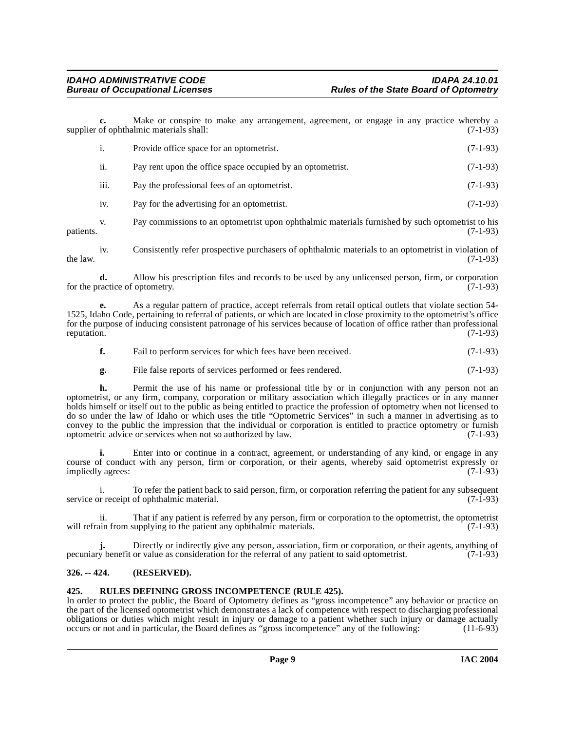**c.** Make or conspire to make any arrangement, agreement, or engage in any practice whereby a supplier of ophthalmic materials shall: (7-1-93)

i. Provide office space for an optometrist. (7-1-93)

ii. Pay rent upon the office space occupied by an optometrist. (7-1-93)

iii. Pay the professional fees of an optometrist. (7-1-93)

iv. Pay for the advertising for an optometrist. (7-1-93)

v. Pay commissions to an optometrist upon ophthalmic materials furnished by such optometrist to his patients. (7-1-93)

iv. Consistently refer prospective purchasers of ophthalmic materials to an optometrist in violation of the law. (7-1-93)

**d.** Allow his prescription files and records to be used by any unlicensed person, firm, or corporation for the practice of optometry. (7-1-93)

**e.** As a regular pattern of practice, accept referrals from retail optical outlets that violate section 54-1525, Idaho Code, pertaining to referral of patients, or which are located in close proximity to the optometrist's office for the purpose of inducing consistent patronage of his services because of location of office rather than professional reputation. (7-1-93)

**f.** Fail to perform services for which fees have been received. (7-1-93)

**g.** File false reports of services performed or fees rendered. (7-1-93)

**h.** Permit the use of his name or professional title by or in conjunction with any person not an optometrist, or any firm, company, corporation or military association which illegally practices or in any manner holds himself or itself out to the public as being entitled to practice the profession of optometry when not licensed to do so under the law of Idaho or which uses the title "Optometric Services" in such a manner in advertising as to convey to the public the impression that the individual or corporation is entitled to practice optometry or furnish optometric advice or services when not so authorized by law. (7-1-93)

**i.** Enter into or continue in a contract, agreement, or understanding of any kind, or engage in any course of conduct with any person, firm or corporation, or their agents, whereby said optometrist expressly or impliedly agrees: (7-1-93)

i. To refer the patient back to said person, firm, or corporation referring the patient for any subsequent service or receipt of ophthalmic material. (7-1-93)

ii. That if any patient is referred by any person, firm or corporation to the optometrist, the optometrist will refrain from supplying to the patient any ophthalmic materials. (7-1-93)

**j.** Directly or indirectly give any person, association, firm or corporation, or their agents, anything of pecuniary benefit or value as consideration for the referral of any patient to said optometrist. (7-1-93)

## 326. -- 424. (RESERVED).

## 425. RULES DEFINING GROSS INCOMPETENCE (RULE 425).

In order to protect the public, the Board of Optometry defines as "gross incompetence" any behavior or practice on the part of the licensed optometrist which demonstrates a lack of competence with respect to discharging professional obligations or duties which might result in injury or damage to a patient whether such injury or damage actually occurs or not and in particular, the Board defines as "gross incompetence" any of the following: (11-6-93)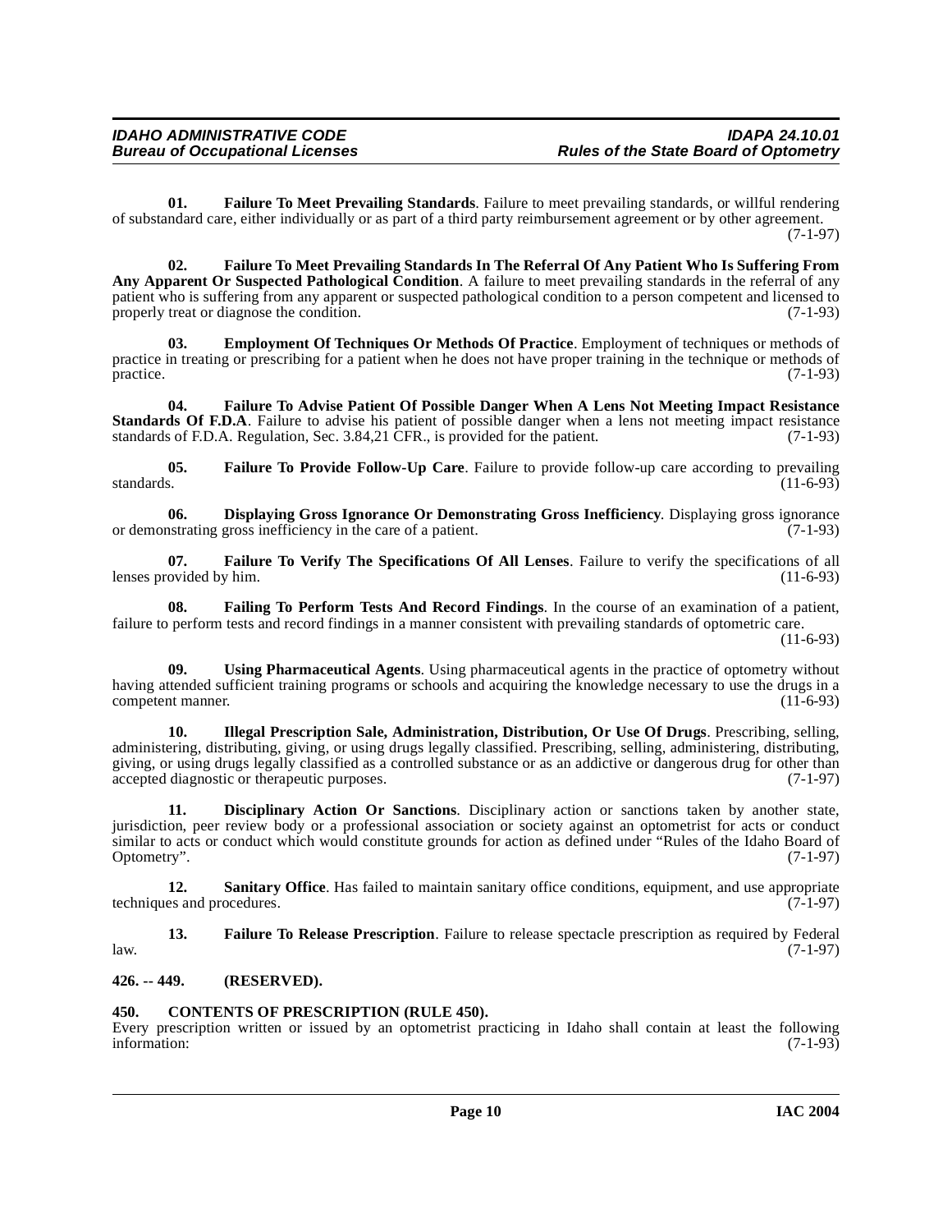**01. Failure To Meet Prevailing Standards**. Failure to meet prevailing standards, or willful rendering of substandard care, either individually or as part of a third party reimbursement agreement or by other agreement. (7-1-97)

**02. Failure To Meet Prevailing Standards In The Referral Of Any Patient Who Is Suffering From Any Apparent Or Suspected Pathological Condition**. A failure to meet prevailing standards in the referral of any patient who is suffering from any apparent or suspected pathological condition to a person competent and licensed to properly treat or diagnose the condition. (7-1-93)

**03. Employment Of Techniques Or Methods Of Practice**. Employment of techniques or methods of practice in treating or prescribing for a patient when he does not have proper training in the technique or methods of practice. (7-1-93)

**04. Failure To Advise Patient Of Possible Danger When A Lens Not Meeting Impact Resistance Standards Of F.D.A**. Failure to advise his patient of possible danger when a lens not meeting impact resistance standards of F.D.A. Regulation, Sec. 3.84,21 CFR., is provided for the patient. (7-1-93)

**05. Failure To Provide Follow-Up Care**. Failure to provide follow-up care according to prevailing standards. (11-6-93)

**06. Displaying Gross Ignorance Or Demonstrating Gross Inefficiency**. Displaying gross ignorance or demonstrating gross inefficiency in the care of a patient. (7-1-93)

**07. Failure To Verify The Specifications Of All Lenses**. Failure to verify the specifications of all lenses provided by him. (11-6-93)

**08. Failing To Perform Tests And Record Findings**. In the course of an examination of a patient, failure to perform tests and record findings in a manner consistent with prevailing standards of optometric care. (11-6-93)

**09. Using Pharmaceutical Agents**. Using pharmaceutical agents in the practice of optometry without having attended sufficient training programs or schools and acquiring the knowledge necessary to use the drugs in a competent manner. (11-6-93)

**10. Illegal Prescription Sale, Administration, Distribution, Or Use Of Drugs**. Prescribing, selling, administering, distributing, giving, or using drugs legally classified. Prescribing, selling, administering, distributing, giving, or using drugs legally classified as a controlled substance or as an addictive or dangerous drug for other than accepted diagnostic or therapeutic purposes. (7-1-97)

**11. Disciplinary Action Or Sanctions**. Disciplinary action or sanctions taken by another state, jurisdiction, peer review body or a professional association or society against an optometrist for acts or conduct similar to acts or conduct which would constitute grounds for action as defined under "Rules of the Idaho Board of Optometry". (7-1-97)

**12. Sanitary Office**. Has failed to maintain sanitary office conditions, equipment, and use appropriate techniques and procedures. (7-1-97)

**13. Failure To Release Prescription**. Failure to release spectacle prescription as required by Federal law. (7-1-97)

### 426. -- 449. (RESERVED).

### 450. CONTENTS OF PRESCRIPTION (RULE 450).

Every prescription written or issued by an optometrist practicing in Idaho shall contain at least the following information: (7-1-93)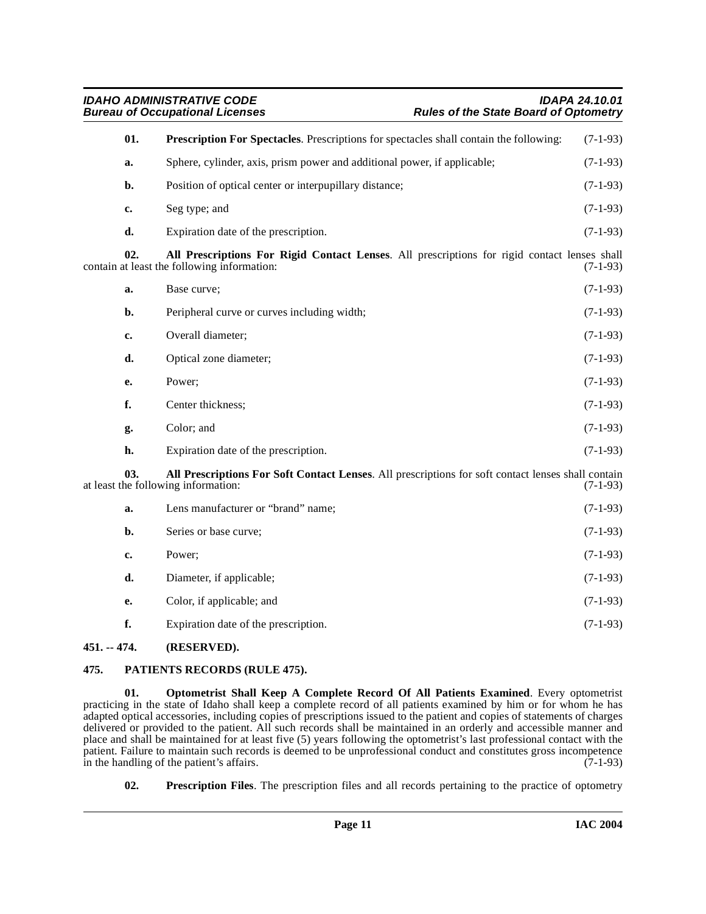**01. Prescription For Spectacles**. Prescriptions for spectacles shall contain the following: (7-1-93)

**a.** Sphere, cylinder, axis, prism power and additional power, if applicable; (7-1-93)

**b.** Position of optical center or interpupillary distance; (7-1-93)

**c.** Seg type; and (7-1-93)

**d.** Expiration date of the prescription. (7-1-93)

**02. All Prescriptions For Rigid Contact Lenses**. All prescriptions for rigid contact lenses shall contain at least the following information: (7-1-93)

**a.** Base curve; (7-1-93)

**b.** Peripheral curve or curves including width; (7-1-93)

**c.** Overall diameter; (7-1-93)

**d.** Optical zone diameter; (7-1-93)

**e.** Power; (7-1-93)

**f.** Center thickness; (7-1-93)

**g.** Color; and (7-1-93)

**h.** Expiration date of the prescription. (7-1-93)

**03. All Prescriptions For Soft Contact Lenses**. All prescriptions for soft contact lenses shall contain at least the following information: (7-1-93)

**a.** Lens manufacturer or "brand" name; (7-1-93)

**b.** Series or base curve; (7-1-93)

**c.** Power; (7-1-93)

**d.** Diameter, if applicable; (7-1-93)

**e.** Color, if applicable; and (7-1-93)

**f.** Expiration date of the prescription. (7-1-93)

## 451. -- 474. (RESERVED).

## 475. PATIENTS RECORDS (RULE 475).

**01. Optometrist Shall Keep A Complete Record Of All Patients Examined**. Every optometrist practicing in the state of Idaho shall keep a complete record of all patients examined by him or for whom he has adapted optical accessories, including copies of prescriptions issued to the patient and copies of statements of charges delivered or provided to the patient. All such records shall be maintained in an orderly and accessible manner and place and shall be maintained for at least five (5) years following the optometrist's last professional contact with the patient. Failure to maintain such records is deemed to be unprofessional conduct and constitutes gross incompetence in the handling of the patient's affairs. (7-1-93)

**02. Prescription Files**. The prescription files and all records pertaining to the practice of optometry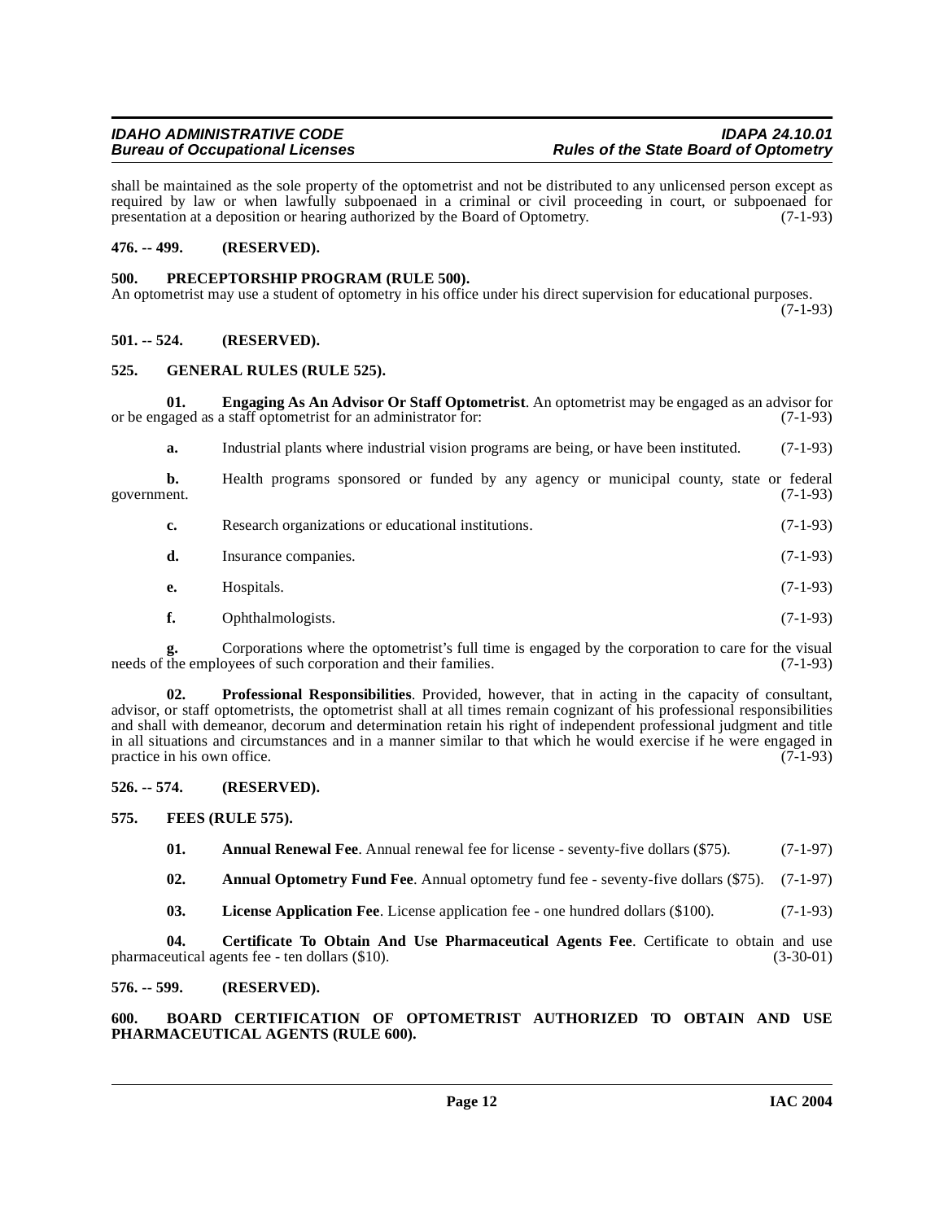shall be maintained as the sole property of the optometrist and not be distributed to any unlicensed person except as required by law or when lawfully subpoenaed in a criminal or civil proceeding in court, or subpoenaed for presentation at a deposition or hearing authorized by the Board of Optometry. (7-1-93)

### 476. -- 499. (RESERVED).

### 500. PRECEPTORSHIP PROGRAM (RULE 500).

An optometrist may use a student of optometry in his office under his direct supervision for educational purposes. (7-1-93)

### 501. -- 524. (RESERVED).

### 525. GENERAL RULES (RULE 525).

**01. Engaging As An Advisor Or Staff Optometrist**. An optometrist may be engaged as an advisor for or be engaged as a staff optometrist for an administrator for: (7-1-93)

**a.** Industrial plants where industrial vision programs are being, or have been instituted. (7-1-93)

**b.** Health programs sponsored or funded by any agency or municipal county, state or federal government. (7-1-93)

**c.** Research organizations or educational institutions. (7-1-93)

**d.** Insurance companies. (7-1-93)

**e.** Hospitals. (7-1-93)

**f.** Ophthalmologists. (7-1-93)

**g.** Corporations where the optometrist's full time is engaged by the corporation to care for the visual needs of the employees of such corporation and their families. (7-1-93)

**02. Professional Responsibilities**. Provided, however, that in acting in the capacity of consultant, advisor, or staff optometrists, the optometrist shall at all times remain cognizant of his professional responsibilities and shall with demeanor, decorum and determination retain his right of independent professional judgment and title in all situations and circumstances and in a manner similar to that which he would exercise if he were engaged in practice in his own office. (7-1-93)

### 526. -- 574. (RESERVED).

### 575. FEES (RULE 575).

**01. Annual Renewal Fee**. Annual renewal fee for license - seventy-five dollars ($75). (7-1-97)

**02. Annual Optometry Fund Fee**. Annual optometry fund fee - seventy-five dollars ($75). (7-1-97)

**03. License Application Fee**. License application fee - one hundred dollars ($100). (7-1-93)

**04. Certificate To Obtain And Use Pharmaceutical Agents Fee**. Certificate to obtain and use pharmaceutical agents fee - ten dollars ($10). (3-30-01)

### 576. -- 599. (RESERVED).

### 600. BOARD CERTIFICATION OF OPTOMETRIST AUTHORIZED TO OBTAIN AND USE PHARMACEUTICAL AGENTS (RULE 600).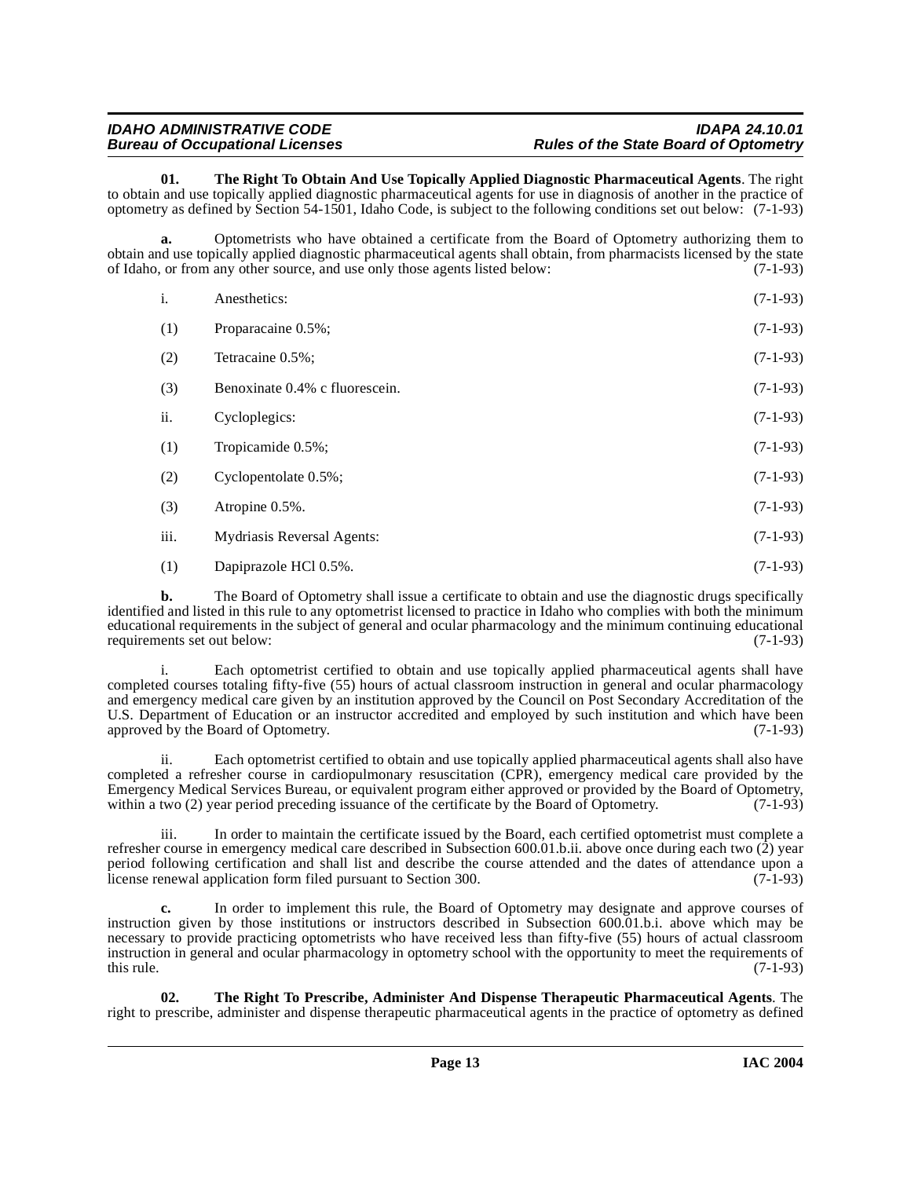**01. The Right To Obtain And Use Topically Applied Diagnostic Pharmaceutical Agents**. The right to obtain and use topically applied diagnostic pharmaceutical agents for use in diagnosis of another in the practice of optometry as defined by Section 54-1501, Idaho Code, is subject to the following conditions set out below: (7-1-93)

**a.** Optometrists who have obtained a certificate from the Board of Optometry authorizing them to obtain and use topically applied diagnostic pharmaceutical agents shall obtain, from pharmacists licensed by the state of Idaho, or from any other source, and use only those agents listed below: (7-1-93)

i. Anesthetics: (7-1-93)

(1) Proparacaine 0.5%; (7-1-93)

(2) Tetracaine 0.5%; (7-1-93)

(3) Benoxinate 0.4% c fluorescein. (7-1-93)

ii. Cycloplegics: (7-1-93)

(1) Tropicamide 0.5%; (7-1-93)

(2) Cyclopentolate 0.5%; (7-1-93)

(3) Atropine 0.5%. (7-1-93)

iii. Mydriasis Reversal Agents: (7-1-93)

(1) Dapiprazole HCl 0.5%. (7-1-93)

**b.** The Board of Optometry shall issue a certificate to obtain and use the diagnostic drugs specifically identified and listed in this rule to any optometrist licensed to practice in Idaho who complies with both the minimum educational requirements in the subject of general and ocular pharmacology and the minimum continuing educational requirements set out below: (7-1-93)

i. Each optometrist certified to obtain and use topically applied pharmaceutical agents shall have completed courses totaling fifty-five (55) hours of actual classroom instruction in general and ocular pharmacology and emergency medical care given by an institution approved by the Council on Post Secondary Accreditation of the U.S. Department of Education or an instructor accredited and employed by such institution and which have been approved by the Board of Optometry. (7-1-93)

ii. Each optometrist certified to obtain and use topically applied pharmaceutical agents shall also have completed a refresher course in cardiopulmonary resuscitation (CPR), emergency medical care provided by the Emergency Medical Services Bureau, or equivalent program either approved or provided by the Board of Optometry, within a two (2) year period preceding issuance of the certificate by the Board of Optometry. (7-1-93)

iii. In order to maintain the certificate issued by the Board, each certified optometrist must complete a refresher course in emergency medical care described in Subsection 600.01.b.ii. above once during each two (2) year period following certification and shall list and describe the course attended and the dates of attendance upon a license renewal application form filed pursuant to Section 300. (7-1-93)

**c.** In order to implement this rule, the Board of Optometry may designate and approve courses of instruction given by those institutions or instructors described in Subsection 600.01.b.i. above which may be necessary to provide practicing optometrists who have received less than fifty-five (55) hours of actual classroom instruction in general and ocular pharmacology in optometry school with the opportunity to meet the requirements of this rule. (7-1-93)

**02. The Right To Prescribe, Administer And Dispense Therapeutic Pharmaceutical Agents**. The right to prescribe, administer and dispense therapeutic pharmaceutical agents in the practice of optometry as defined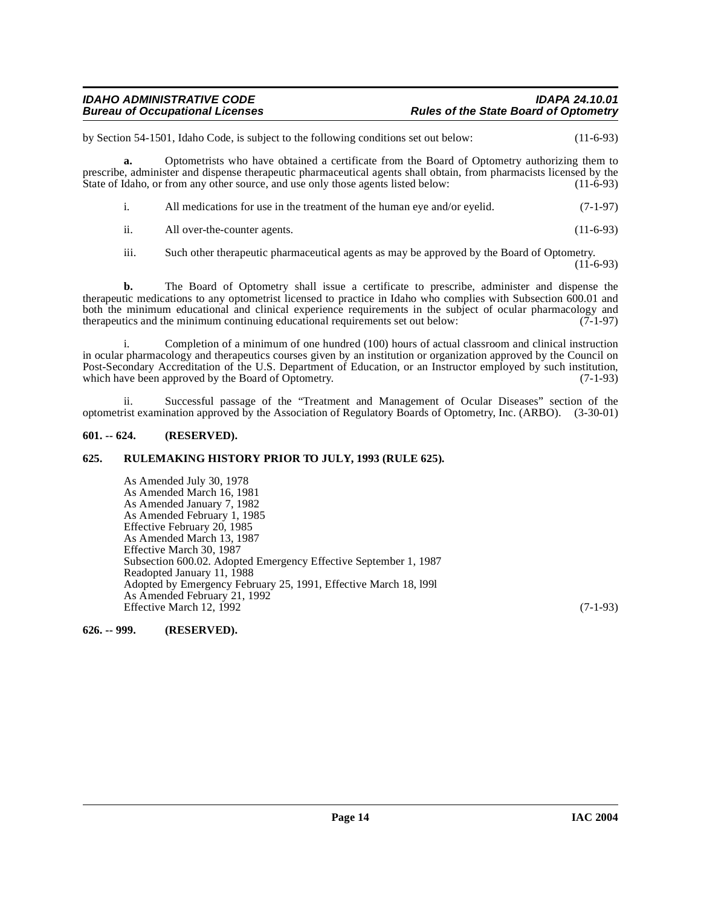by Section 54-1501, Idaho Code, is subject to the following conditions set out below: (11-6-93)

**a.** Optometrists who have obtained a certificate from the Board of Optometry authorizing them to prescribe, administer and dispense therapeutic pharmaceutical agents shall obtain, from pharmacists licensed by the State of Idaho, or from any other source, and use only those agents listed below: (11-6-93)

i. All medications for use in the treatment of the human eye and/or eyelid. (7-1-97)

ii. All over-the-counter agents. (11-6-93)

iii. Such other therapeutic pharmaceutical agents as may be approved by the Board of Optometry. (11-6-93)

**b.** The Board of Optometry shall issue a certificate to prescribe, administer and dispense the therapeutic medications to any optometrist licensed to practice in Idaho who complies with Subsection 600.01 and both the minimum educational and clinical experience requirements in the subject of ocular pharmacology and therapeutics and the minimum continuing educational requirements set out below: (7-1-97)

i. Completion of a minimum of one hundred (100) hours of actual classroom and clinical instruction in ocular pharmacology and therapeutics courses given by an institution or organization approved by the Council on Post-Secondary Accreditation of the U.S. Department of Education, or an Instructor employed by such institution, which have been approved by the Board of Optometry. (7-1-93)

ii. Successful passage of the "Treatment and Management of Ocular Diseases" section of the optometrist examination approved by the Association of Regulatory Boards of Optometry, Inc. (ARBO). (3-30-01)

**601. -- 624. (RESERVED).**

**625. RULEMAKING HISTORY PRIOR TO JULY, 1993 (RULE 625).**

As Amended July 30, 1978
As Amended March 16, 1981
As Amended January 7, 1982
As Amended February 1, 1985
Effective February 20, 1985
As Amended March 13, 1987
Effective March 30, 1987
Subsection 600.02. Adopted Emergency Effective September 1, 1987
Readopted January 11, 1988
Adopted by Emergency February 25, 1991, Effective March 18, l99l
As Amended February 21, 1992
Effective March 12, 1992 (7-1-93)

**626. -- 999. (RESERVED).**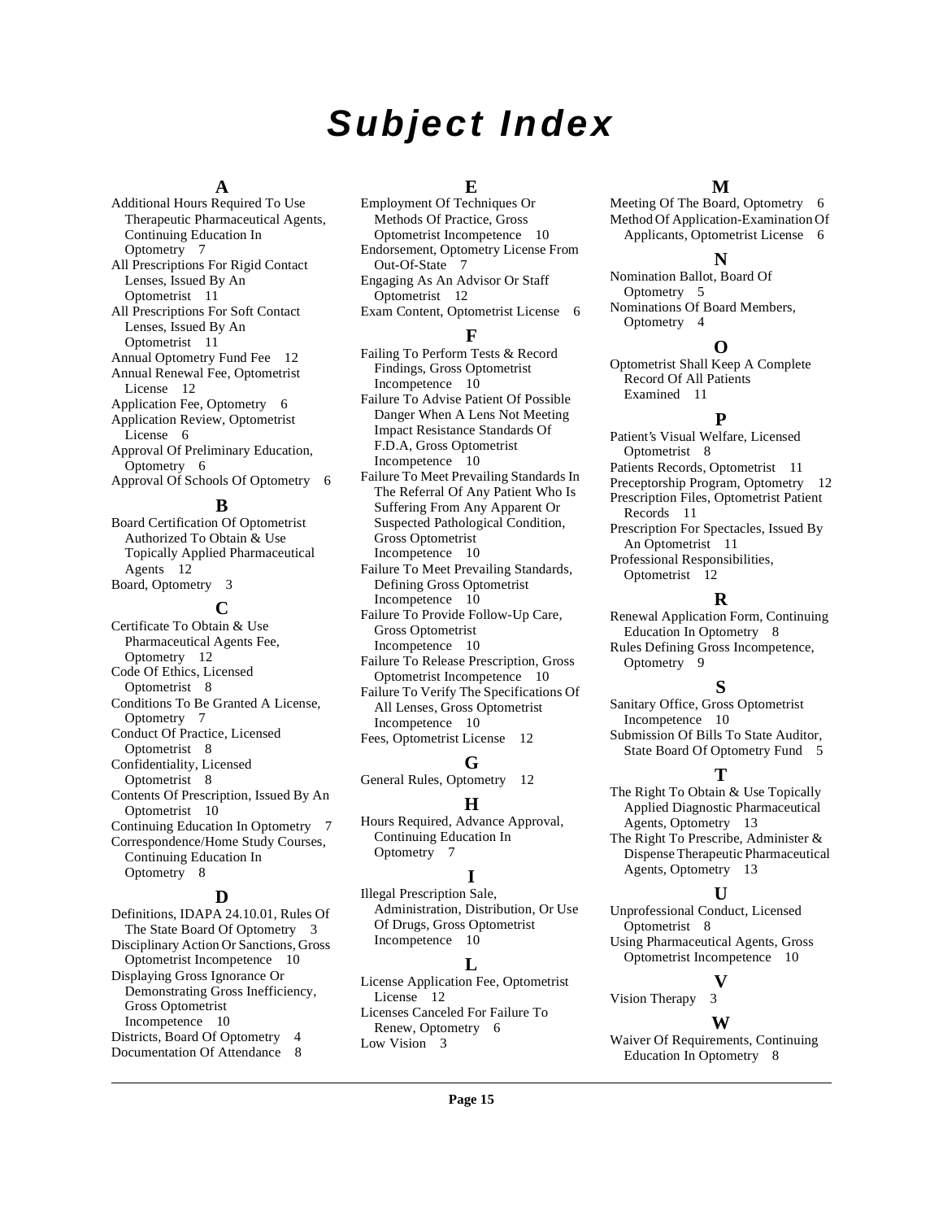# Subject Index

## A

Additional Hours Required To Use Therapeutic Pharmaceutical Agents, Continuing Education In Optometry 7
All Prescriptions For Rigid Contact Lenses, Issued By An Optometrist 11
All Prescriptions For Soft Contact Lenses, Issued By An Optometrist 11
Annual Optometry Fund Fee 12
Annual Renewal Fee, Optometrist License 12
Application Fee, Optometry 6
Application Review, Optometrist License 6
Approval Of Preliminary Education, Optometry 6
Approval Of Schools Of Optometry 6

## B

Board Certification Of Optometrist Authorized To Obtain & Use Topically Applied Pharmaceutical Agents 12
Board, Optometry 3

## C

Certificate To Obtain & Use Pharmaceutical Agents Fee, Optometry 12
Code Of Ethics, Licensed Optometrist 8
Conditions To Be Granted A License, Optometry 7
Conduct Of Practice, Licensed Optometrist 8
Confidentiality, Licensed Optometrist 8
Contents Of Prescription, Issued By An Optometrist 10
Continuing Education In Optometry 7
Correspondence/Home Study Courses, Continuing Education In Optometry 8

## D

Definitions, IDAPA 24.10.01, Rules Of The State Board Of Optometry 3
Disciplinary Action Or Sanctions, Gross Optometrist Incompetence 10
Displaying Gross Ignorance Or Demonstrating Gross Inefficiency, Gross Optometrist Incompetence 10
Districts, Board Of Optometry 4
Documentation Of Attendance 8

## E

Employment Of Techniques Or Methods Of Practice, Gross Optometrist Incompetence 10
Endorsement, Optometry License From Out-Of-State 7
Engaging As An Advisor Or Staff Optometrist 12
Exam Content, Optometrist License 6

## F

Failing To Perform Tests & Record Findings, Gross Optometrist Incompetence 10
Failure To Advise Patient Of Possible Danger When A Lens Not Meeting Impact Resistance Standards Of F.D.A, Gross Optometrist Incompetence 10
Failure To Meet Prevailing Standards In The Referral Of Any Patient Who Is Suffering From Any Apparent Or Suspected Pathological Condition, Gross Optometrist Incompetence 10
Failure To Meet Prevailing Standards, Defining Gross Optometrist Incompetence 10
Failure To Provide Follow-Up Care, Gross Optometrist Incompetence 10
Failure To Release Prescription, Gross Optometrist Incompetence 10
Failure To Verify The Specifications Of All Lenses, Gross Optometrist Incompetence 10
Fees, Optometrist License 12

## G

General Rules, Optometry 12

## H

Hours Required, Advance Approval, Continuing Education In Optometry 7

## I

Illegal Prescription Sale, Administration, Distribution, Or Use Of Drugs, Gross Optometrist Incompetence 10

## L

License Application Fee, Optometrist License 12
Licenses Canceled For Failure To Renew, Optometry 6
Low Vision 3

## M

Meeting Of The Board, Optometry 6
Method Of Application-Examination Of Applicants, Optometrist License 6

## N

Nomination Ballot, Board Of Optometry 5
Nominations Of Board Members, Optometry 4

## O

Optometrist Shall Keep A Complete Record Of All Patients Examined 11

## P

Patient's Visual Welfare, Licensed Optometrist 8
Patients Records, Optometrist 11
Preceptorship Program, Optometry 12
Prescription Files, Optometrist Patient Records 11
Prescription For Spectacles, Issued By An Optometrist 11
Professional Responsibilities, Optometrist 12

## R

Renewal Application Form, Continuing Education In Optometry 8
Rules Defining Gross Incompetence, Optometry 9

## S

Sanitary Office, Gross Optometrist Incompetence 10
Submission Of Bills To State Auditor, State Board Of Optometry Fund 5

## T

The Right To Obtain & Use Topically Applied Diagnostic Pharmaceutical Agents, Optometry 13
The Right To Prescribe, Administer & Dispense Therapeutic Pharmaceutical Agents, Optometry 13

## U

Unprofessional Conduct, Licensed Optometrist 8
Using Pharmaceutical Agents, Gross Optometrist Incompetence 10

## V

Vision Therapy 3

## W

Waiver Of Requirements, Continuing Education In Optometry 8